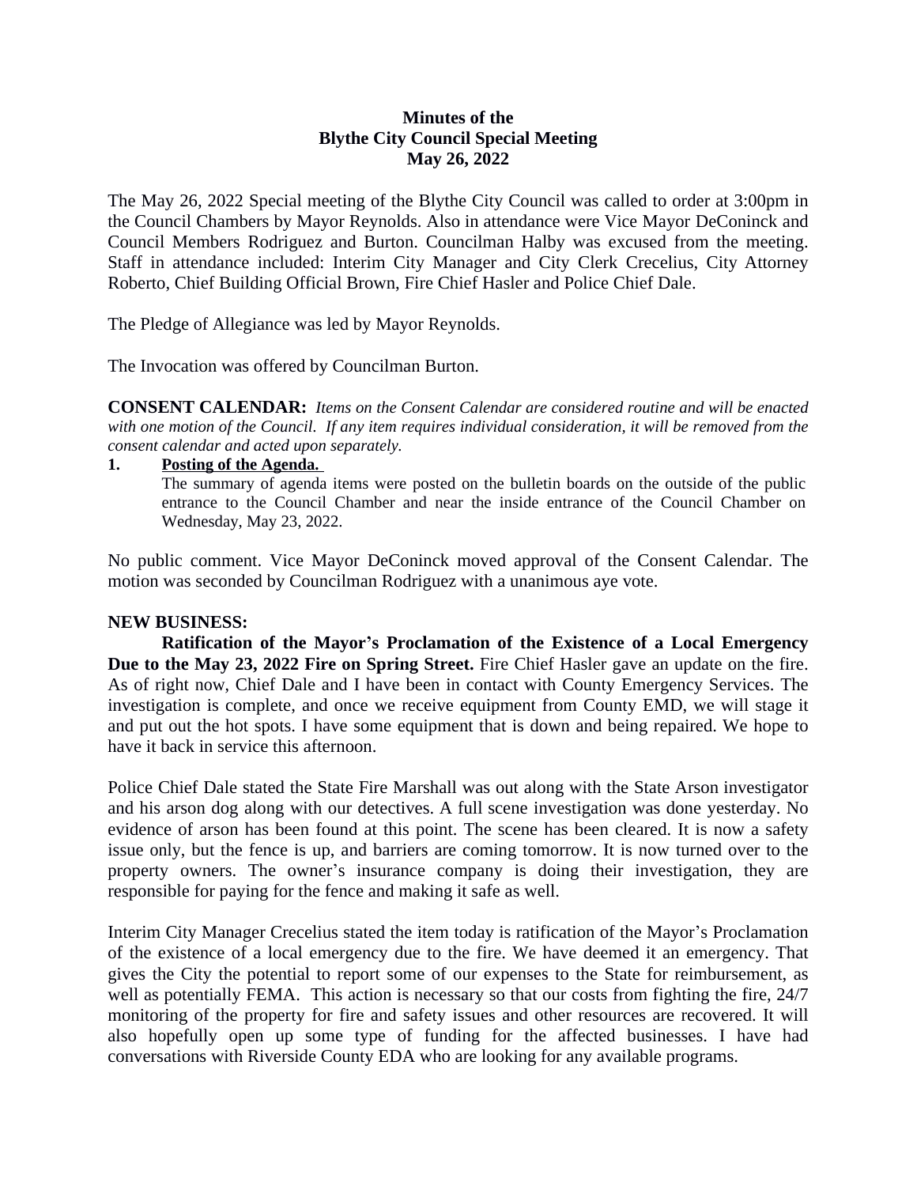**Minutes of the**
**Blythe City Council Special Meeting**
**May 26, 2022**

The May 26, 2022 Special meeting of the Blythe City Council was called to order at 3:00pm in the Council Chambers by Mayor Reynolds. Also in attendance were Vice Mayor DeConinck and Council Members Rodriguez and Burton. Councilman Halby was excused from the meeting. Staff in attendance included: Interim City Manager and City Clerk Crecelius, City Attorney Roberto, Chief Building Official Brown, Fire Chief Hasler and Police Chief Dale.

The Pledge of Allegiance was led by Mayor Reynolds.

The Invocation was offered by Councilman Burton.

**CONSENT CALENDAR:** *Items on the Consent Calendar are considered routine and will be enacted with one motion of the Council. If any item requires individual consideration, it will be removed from the consent calendar and acted upon separately.*

1. **Posting of the Agenda.**
   The summary of agenda items were posted on the bulletin boards on the outside of the public entrance to the Council Chamber and near the inside entrance of the Council Chamber on Wednesday, May 23, 2022.

No public comment. Vice Mayor DeConinck moved approval of the Consent Calendar. The motion was seconded by Councilman Rodriguez with a unanimous aye vote.

**NEW BUSINESS:**

**Ratification of the Mayor's Proclamation of the Existence of a Local Emergency Due to the May 23, 2022 Fire on Spring Street.** Fire Chief Hasler gave an update on the fire. As of right now, Chief Dale and I have been in contact with County Emergency Services. The investigation is complete, and once we receive equipment from County EMD, we will stage it and put out the hot spots. I have some equipment that is down and being repaired. We hope to have it back in service this afternoon.

Police Chief Dale stated the State Fire Marshall was out along with the State Arson investigator and his arson dog along with our detectives. A full scene investigation was done yesterday. No evidence of arson has been found at this point. The scene has been cleared. It is now a safety issue only, but the fence is up, and barriers are coming tomorrow. It is now turned over to the property owners. The owner's insurance company is doing their investigation, they are responsible for paying for the fence and making it safe as well.

Interim City Manager Crecelius stated the item today is ratification of the Mayor's Proclamation of the existence of a local emergency due to the fire. We have deemed it an emergency. That gives the City the potential to report some of our expenses to the State for reimbursement, as well as potentially FEMA. This action is necessary so that our costs from fighting the fire, 24/7 monitoring of the property for fire and safety issues and other resources are recovered. It will also hopefully open up some type of funding for the affected businesses. I have had conversations with Riverside County EDA who are looking for any available programs.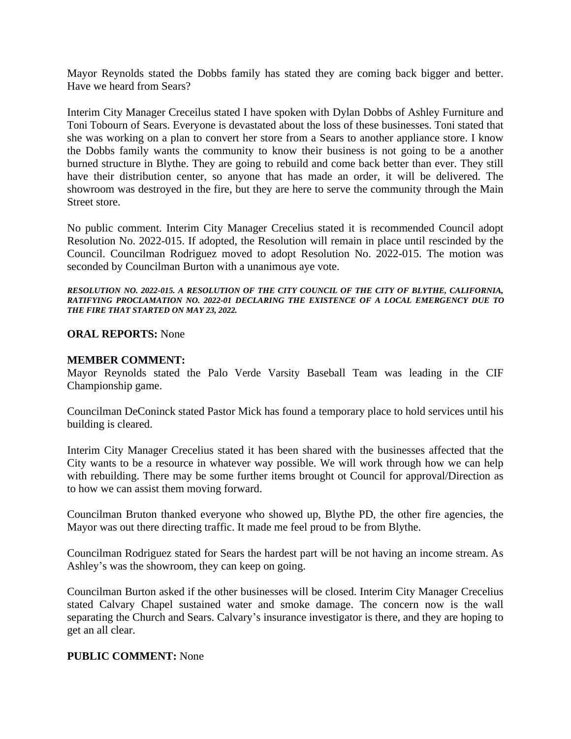Mayor Reynolds stated the Dobbs family has stated they are coming back bigger and better. Have we heard from Sears?

Interim City Manager Creceilus stated I have spoken with Dylan Dobbs of Ashley Furniture and Toni Tobourn of Sears. Everyone is devastated about the loss of these businesses. Toni stated that she was working on a plan to convert her store from a Sears to another appliance store. I know the Dobbs family wants the community to know their business is not going to be a another burned structure in Blythe. They are going to rebuild and come back better than ever. They still have their distribution center, so anyone that has made an order, it will be delivered. The showroom was destroyed in the fire, but they are here to serve the community through the Main Street store.

No public comment. Interim City Manager Crecelius stated it is recommended Council adopt Resolution No. 2022-015. If adopted, the Resolution will remain in place until rescinded by the Council. Councilman Rodriguez moved to adopt Resolution No. 2022-015. The motion was seconded by Councilman Burton with a unanimous aye vote.

***RESOLUTION NO. 2022-015. A RESOLUTION OF THE CITY COUNCIL OF THE CITY OF BLYTHE, CALIFORNIA, RATIFYING PROCLAMATION NO. 2022-01 DECLARING THE EXISTENCE OF A LOCAL EMERGENCY DUE TO THE FIRE THAT STARTED ON MAY 23, 2022.***

**ORAL REPORTS:** None

**MEMBER COMMENT:**
Mayor Reynolds stated the Palo Verde Varsity Baseball Team was leading in the CIF Championship game.

Councilman DeConinck stated Pastor Mick has found a temporary place to hold services until his building is cleared.

Interim City Manager Crecelius stated it has been shared with the businesses affected that the City wants to be a resource in whatever way possible. We will work through how we can help with rebuilding. There may be some further items brought ot Council for approval/Direction as to how we can assist them moving forward.

Councilman Bruton thanked everyone who showed up, Blythe PD, the other fire agencies, the Mayor was out there directing traffic. It made me feel proud to be from Blythe.

Councilman Rodriguez stated for Sears the hardest part will be not having an income stream. As Ashley's was the showroom, they can keep on going.

Councilman Burton asked if the other businesses will be closed. Interim City Manager Crecelius stated Calvary Chapel sustained water and smoke damage. The concern now is the wall separating the Church and Sears. Calvary's insurance investigator is there, and they are hoping to get an all clear.

**PUBLIC COMMENT:** None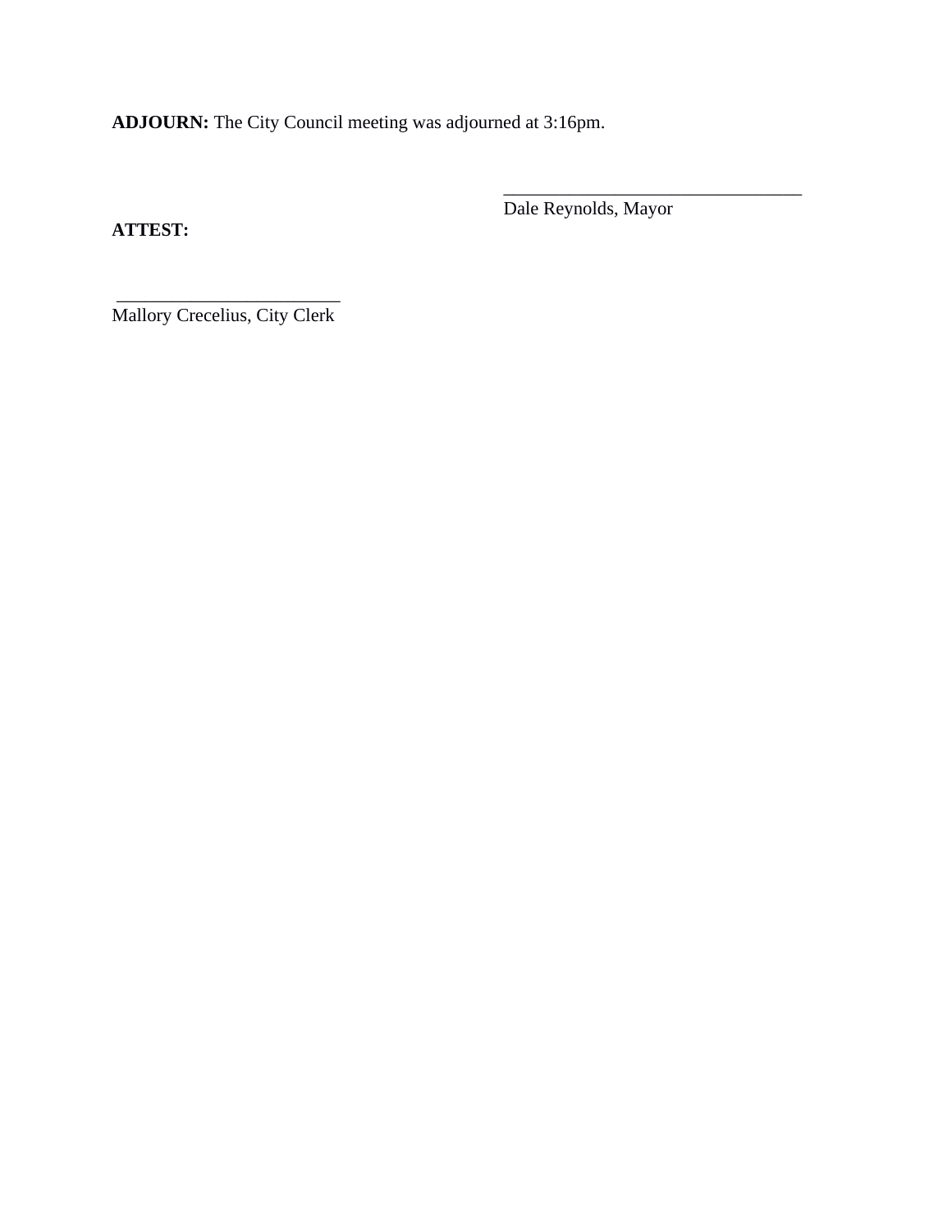**ADJOURN:** The City Council meeting was adjourned at 3:16pm.

_________________________________
Dale Reynolds, Mayor

**ATTEST:**

________________________
Mallory Crecelius, City Clerk